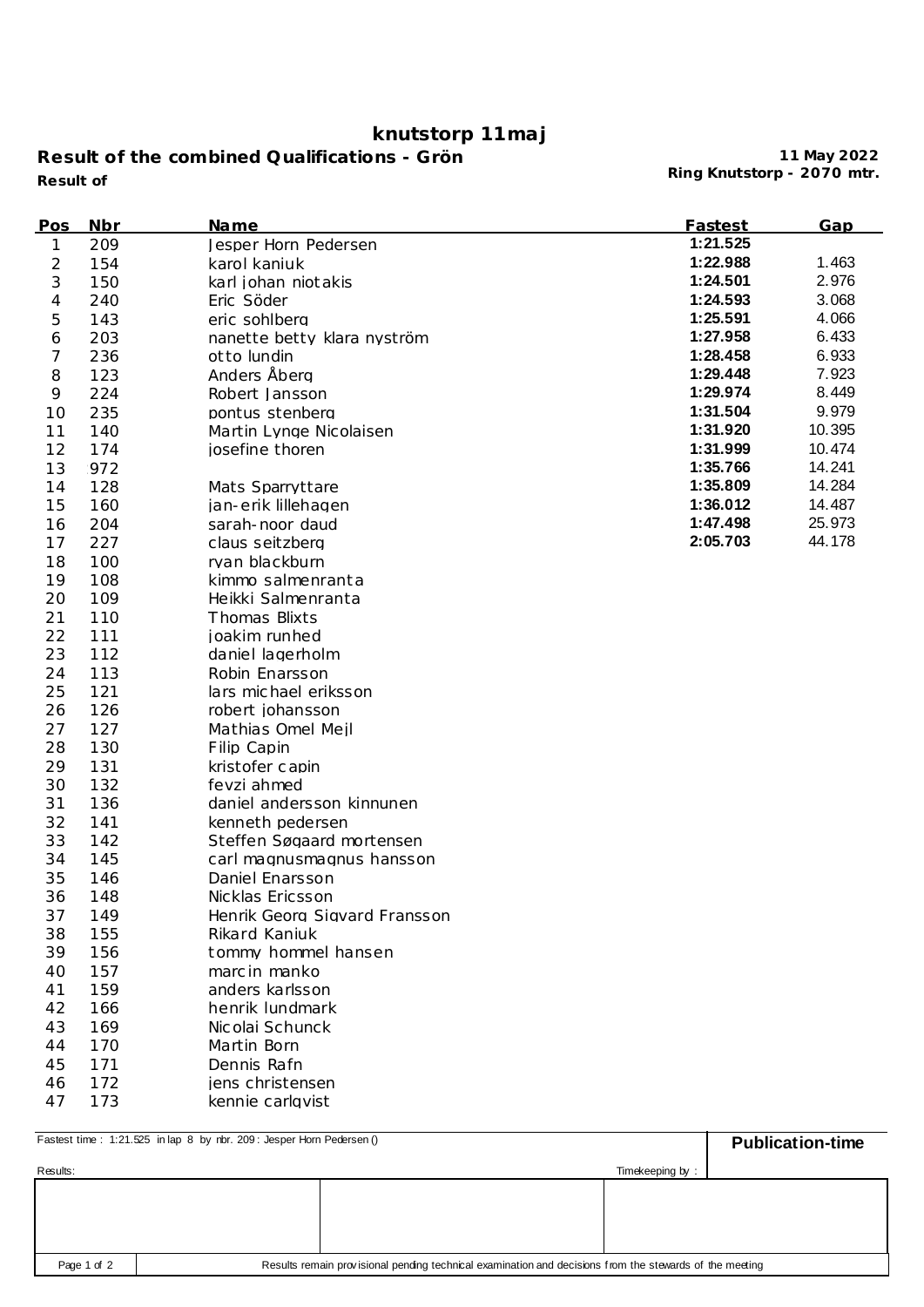# knutstorp 11maj

## Result of the combined Qualifications - Grön

**11 May 2022**
**Ring Knutstorp - 2070 mtr.**

**Result of**

| Pos | Nbr | Name | Fastest | Gap |
|---|---|---|---|---|
| 1 | 209 | Jesper Horn Pedersen | 1:21.525 | |
| 2 | 154 | karol kaniuk | 1:22.988 | 1.463 |
| 3 | 150 | karl johan niotakis | 1:24.501 | 2.976 |
| 4 | 240 | Eric Söder | 1:24.593 | 3.068 |
| 5 | 143 | eric sohlberg | 1:25.591 | 4.066 |
| 6 | 203 | nanette betty klara nyström | 1:27.958 | 6.433 |
| 7 | 236 | otto lundin | 1:28.458 | 6.933 |
| 8 | 123 | Anders Åberg | 1:29.448 | 7.923 |
| 9 | 224 | Robert Jansson | 1:29.974 | 8.449 |
| 10 | 235 | pontus stenberg | 1:31.504 | 9.979 |
| 11 | 140 | Martin Lynge Nicolaisen | 1:31.920 | 10.395 |
| 12 | 174 | josefine thoren | 1:31.999 | 10.474 |
| 13 | 972 | | 1:35.766 | 14.241 |
| 14 | 128 | Mats Sparryttare | 1:35.809 | 14.284 |
| 15 | 160 | jan-erik lillehagen | 1:36.012 | 14.487 |
| 16 | 204 | sarah-noor daud | 1:47.498 | 25.973 |
| 17 | 227 | claus seitzberg | 2:05.703 | 44.178 |
| 18 | 100 | ryan blackburn | | |
| 19 | 108 | kimmo salmenranta | | |
| 20 | 109 | Heikki Salmenranta | | |
| 21 | 110 | Thomas Blixts | | |
| 22 | 111 | joakim runhed | | |
| 23 | 112 | daniel lagerholm | | |
| 24 | 113 | Robin Enarsson | | |
| 25 | 121 | lars michael eriksson | | |
| 26 | 126 | robert johansson | | |
| 27 | 127 | Mathias Omel Mejl | | |
| 28 | 130 | Filip Capin | | |
| 29 | 131 | kristofer capin | | |
| 30 | 132 | fevzi ahmed | | |
| 31 | 136 | daniel andersson kinnunen | | |
| 32 | 141 | kenneth pedersen | | |
| 33 | 142 | Steffen Søgaard mortensen | | |
| 34 | 145 | carl magnusmagnus hansson | | |
| 35 | 146 | Daniel Enarsson | | |
| 36 | 148 | Nicklas Ericsson | | |
| 37 | 149 | Henrik Georg Sigvard Fransson | | |
| 38 | 155 | Rikard Kaniuk | | |
| 39 | 156 | tommy hommel hansen | | |
| 40 | 157 | marcin manko | | |
| 41 | 159 | anders karlsson | | |
| 42 | 166 | henrik lundmark | | |
| 43 | 169 | Nicolai Schunck | | |
| 44 | 170 | Martin Born | | |
| 45 | 171 | Dennis Rafn | | |
| 46 | 172 | jens christensen | | |
| 47 | 173 | kennie carlqvist | | |

Fastest time : 1:21.525 in lap 8 by nbr. 209 : Jesper Horn Pedersen ()

**Publication-time**

Results:

Timekeeping by :

Results remain provisional pending technical examination and decisions from the stewards of the meeting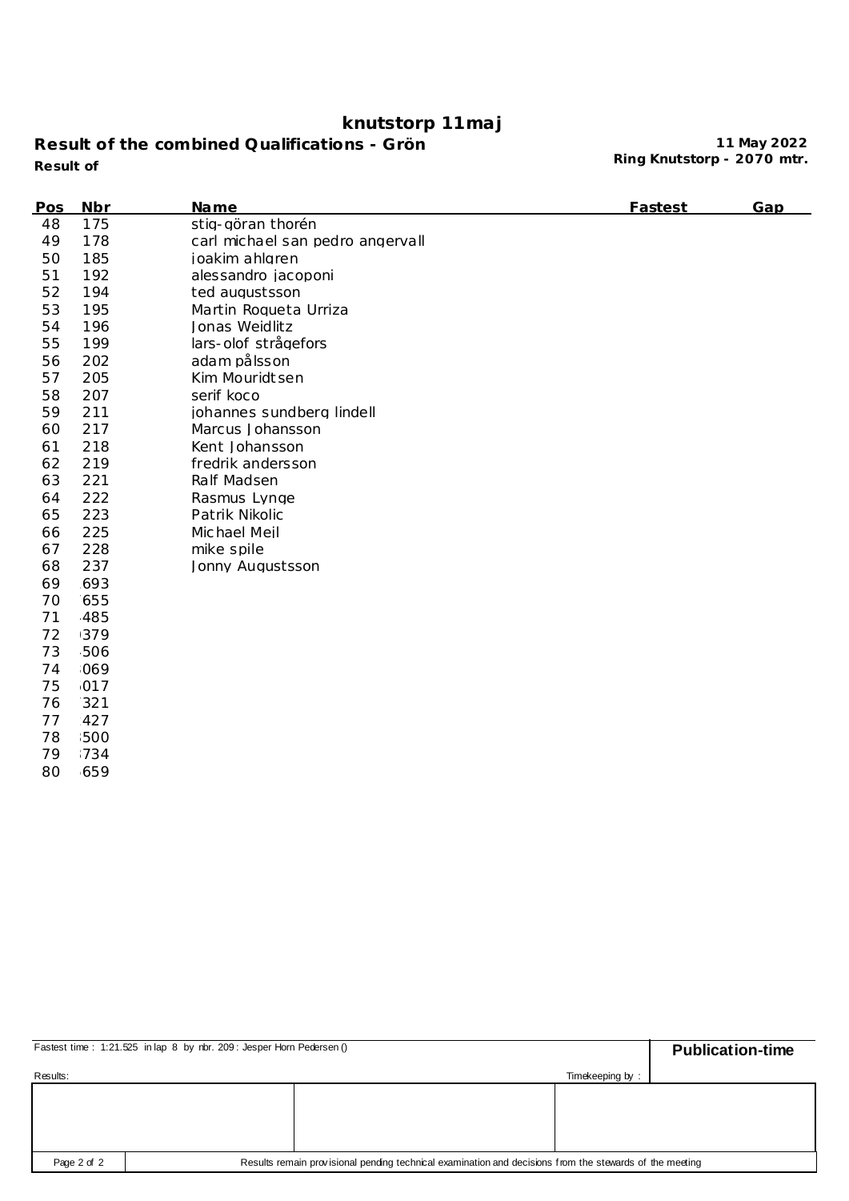# knutstorp 11maj

**Result of the combined Qualifications - Grön**

**Result of**

**11 May 2022**
**Ring Knutstorp - 2070 mtr.**

| Pos | Nbr | Name | Fastest | Gap |
|---|---|---|---|---|
| 48 | 175 | stig-göran thorén | | |
| 49 | 178 | carl michael san pedro angervall | | |
| 50 | 185 | joakim ahlgren | | |
| 51 | 192 | alessandro jacoponi | | |
| 52 | 194 | ted augustsson | | |
| 53 | 195 | Martin Roqueta Urriza | | |
| 54 | 196 | Jonas Weidlitz | | |
| 55 | 199 | lars-olof strågefors | | |
| 56 | 202 | adam pålsson | | |
| 57 | 205 | Kim Mouridtsen | | |
| 58 | 207 | serif koco | | |
| 59 | 211 | johannes sundberg lindell | | |
| 60 | 217 | Marcus Johansson | | |
| 61 | 218 | Kent Johansson | | |
| 62 | 219 | fredrik andersson | | |
| 63 | 221 | Ralf Madsen | | |
| 64 | 222 | Rasmus Lynge | | |
| 65 | 223 | Patrik Nikolic | | |
| 66 | 225 | Michael Meil | | |
| 67 | 228 | mike spile | | |
| 68 | 237 | Jonny Augustsson | | |
| 69 | 693 | | | |
| 70 | 655 | | | |
| 71 | 485 | | | |
| 72 | 379 | | | |
| 73 | 506 | | | |
| 74 | 069 | | | |
| 75 | 017 | | | |
| 76 | 321 | | | |
| 77 | 427 | | | |
| 78 | 500 | | | |
| 79 | 734 | | | |
| 80 | 659 | | | |

Fastest time : 1:21.525 in lap 8 by nbr. 209 : Jesper Horn Pedersen ()

**Publication-time**

Results:

Timekeeping by :

Results remain provisional pending technical examination and decisions from the stewards of the meeting